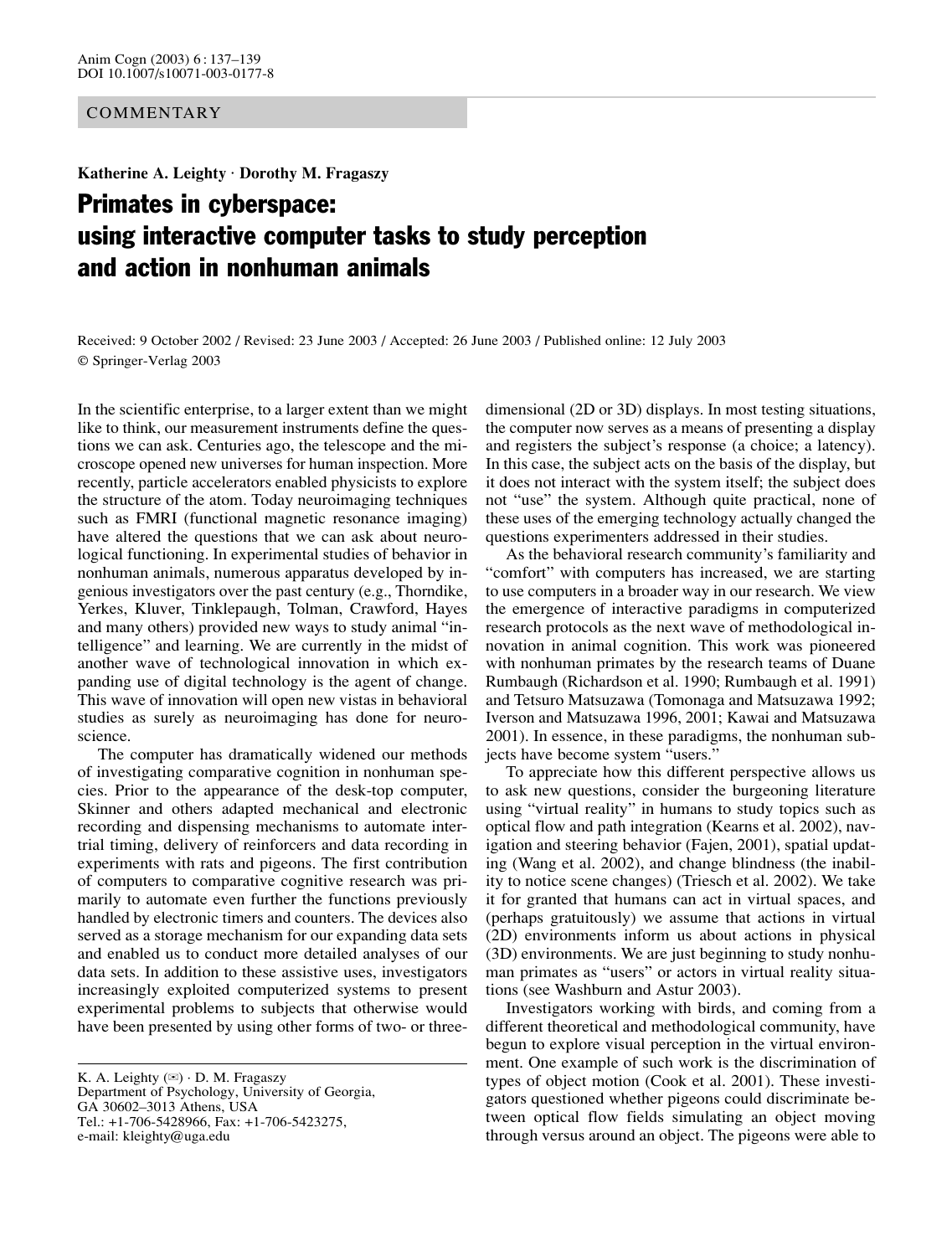COMMENTARY

**Katherine A. Leighty · Dorothy M. Fragaszy**

# Primates in cyberspace: using interactive computer tasks to study perception and action in nonhuman animals

Received: 9 October 2002 / Revised: 23 June 2003 / Accepted: 26 June 2003 / Published online: 12 July 2003
© Springer-Verlag 2003

In the scientific enterprise, to a larger extent than we might like to think, our measurement instruments define the questions we can ask. Centuries ago, the telescope and the microscope opened new universes for human inspection. More recently, particle accelerators enabled physicists to explore the structure of the atom. Today neuroimaging techniques such as FMRI (functional magnetic resonance imaging) have altered the questions that we can ask about neurological functioning. In experimental studies of behavior in nonhuman animals, numerous apparatus developed by ingenious investigators over the past century (e.g., Thorndike, Yerkes, Kluver, Tinklepaugh, Tolman, Crawford, Hayes and many others) provided new ways to study animal "intelligence" and learning. We are currently in the midst of another wave of technological innovation in which expanding use of digital technology is the agent of change. This wave of innovation will open new vistas in behavioral studies as surely as neuroimaging has done for neuroscience.

The computer has dramatically widened our methods of investigating comparative cognition in nonhuman species. Prior to the appearance of the desk-top computer, Skinner and others adapted mechanical and electronic recording and dispensing mechanisms to automate intertrial timing, delivery of reinforcers and data recording in experiments with rats and pigeons. The first contribution of computers to comparative cognitive research was primarily to automate even further the functions previously handled by electronic timers and counters. The devices also served as a storage mechanism for our expanding data sets and enabled us to conduct more detailed analyses of our data sets. In addition to these assistive uses, investigators increasingly exploited computerized systems to present experimental problems to subjects that otherwise would have been presented by using other forms of two- or three-dimensional (2D or 3D) displays. In most testing situations, the computer now serves as a means of presenting a display and registers the subject's response (a choice; a latency). In this case, the subject acts on the basis of the display, but it does not interact with the system itself; the subject does not "use" the system. Although quite practical, none of these uses of the emerging technology actually changed the questions experimenters addressed in their studies.

As the behavioral research community's familiarity and "comfort" with computers has increased, we are starting to use computers in a broader way in our research. We view the emergence of interactive paradigms in computerized research protocols as the next wave of methodological innovation in animal cognition. This work was pioneered with nonhuman primates by the research teams of Duane Rumbaugh (Richardson et al. 1990; Rumbaugh et al. 1991) and Tetsuro Matsuzawa (Tomonaga and Matsuzawa 1992; Iverson and Matsuzawa 1996, 2001; Kawai and Matsuzawa 2001). In essence, in these paradigms, the nonhuman subjects have become system "users."

To appreciate how this different perspective allows us to ask new questions, consider the burgeoning literature using "virtual reality" in humans to study topics such as optical flow and path integration (Kearns et al. 2002), navigation and steering behavior (Fajen, 2001), spatial updating (Wang et al. 2002), and change blindness (the inability to notice scene changes) (Triesch et al. 2002). We take it for granted that humans can act in virtual spaces, and (perhaps gratuitously) we assume that actions in virtual (2D) environments inform us about actions in physical (3D) environments. We are just beginning to study nonhuman primates as "users" or actors in virtual reality situations (see Washburn and Astur 2003).

Investigators working with birds, and coming from a different theoretical and methodological community, have begun to explore visual perception in the virtual environment. One example of such work is the discrimination of types of object motion (Cook et al. 2001). These investigators questioned whether pigeons could discriminate between optical flow fields simulating an object moving through versus around an object. The pigeons were able to

---

K. A. Leighty (✉) · D. M. Fragaszy
Department of Psychology, University of Georgia,
GA 30602–3013 Athens, USA
Tel.: +1-706-5428966, Fax: +1-706-5423275,
e-mail: kleighty@uga.edu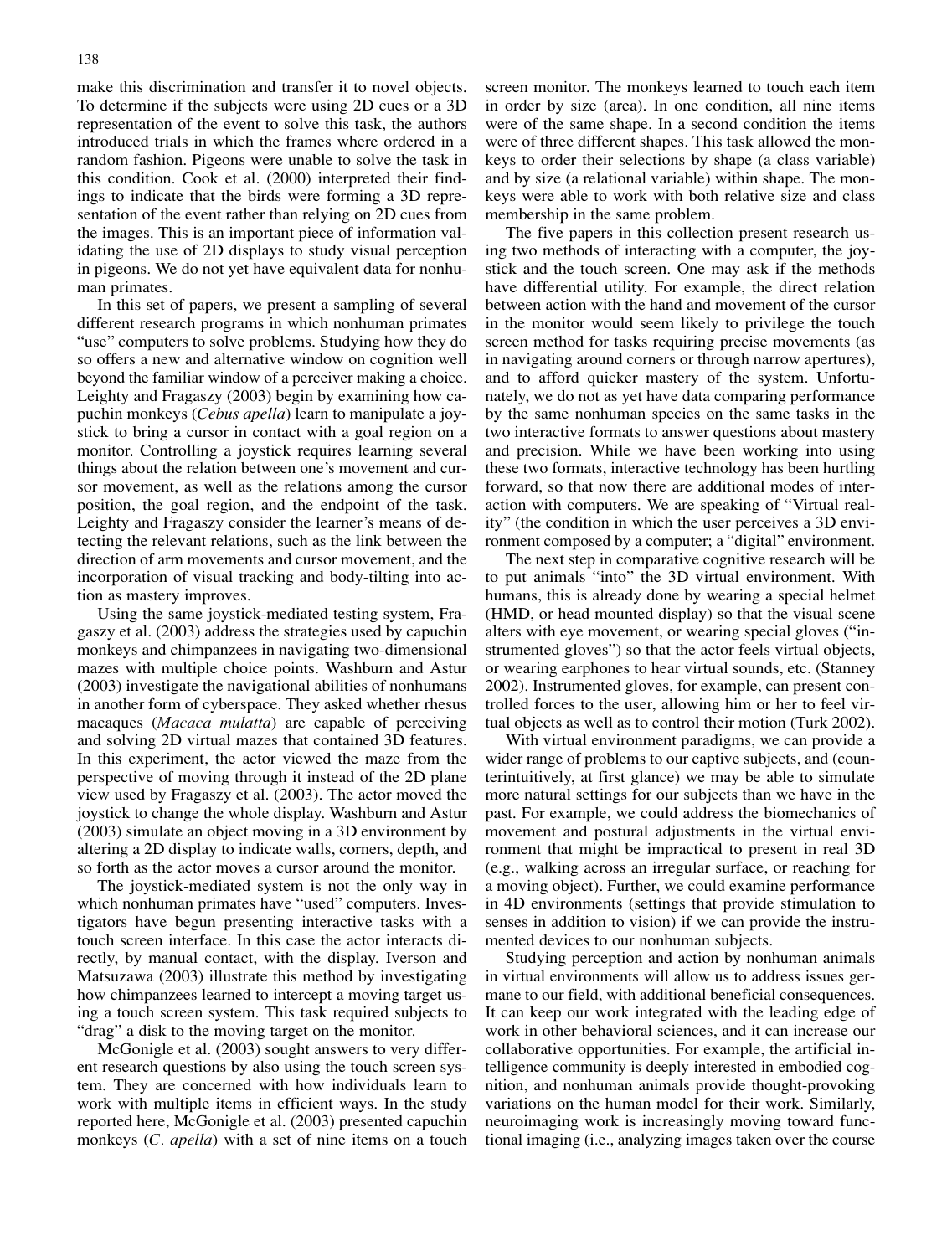make this discrimination and transfer it to novel objects. To determine if the subjects were using 2D cues or a 3D representation of the event to solve this task, the authors introduced trials in which the frames where ordered in a random fashion. Pigeons were unable to solve the task in this condition. Cook et al. (2000) interpreted their findings to indicate that the birds were forming a 3D representation of the event rather than relying on 2D cues from the images. This is an important piece of information validating the use of 2D displays to study visual perception in pigeons. We do not yet have equivalent data for nonhuman primates.

In this set of papers, we present a sampling of several different research programs in which nonhuman primates "use" computers to solve problems. Studying how they do so offers a new and alternative window on cognition well beyond the familiar window of a perceiver making a choice. Leighty and Fragaszy (2003) begin by examining how capuchin monkeys (*Cebus apella*) learn to manipulate a joystick to bring a cursor in contact with a goal region on a monitor. Controlling a joystick requires learning several things about the relation between one's movement and cursor movement, as well as the relations among the cursor position, the goal region, and the endpoint of the task. Leighty and Fragaszy consider the learner's means of detecting the relevant relations, such as the link between the direction of arm movements and cursor movement, and the incorporation of visual tracking and body-tilting into action as mastery improves.

Using the same joystick-mediated testing system, Fragaszy et al. (2003) address the strategies used by capuchin monkeys and chimpanzees in navigating two-dimensional mazes with multiple choice points. Washburn and Astur (2003) investigate the navigational abilities of nonhumans in another form of cyberspace. They asked whether rhesus macaques (*Macaca mulatta*) are capable of perceiving and solving 2D virtual mazes that contained 3D features. In this experiment, the actor viewed the maze from the perspective of moving through it instead of the 2D plane view used by Fragaszy et al. (2003). The actor moved the joystick to change the whole display. Washburn and Astur (2003) simulate an object moving in a 3D environment by altering a 2D display to indicate walls, corners, depth, and so forth as the actor moves a cursor around the monitor.

The joystick-mediated system is not the only way in which nonhuman primates have "used" computers. Investigators have begun presenting interactive tasks with a touch screen interface. In this case the actor interacts directly, by manual contact, with the display. Iverson and Matsuzawa (2003) illustrate this method by investigating how chimpanzees learned to intercept a moving target using a touch screen system. This task required subjects to "drag" a disk to the moving target on the monitor.

McGonigle et al. (2003) sought answers to very different research questions by also using the touch screen system. They are concerned with how individuals learn to work with multiple items in efficient ways. In the study reported here, McGonigle et al. (2003) presented capuchin monkeys (*C. apella*) with a set of nine items on a touch screen monitor. The monkeys learned to touch each item in order by size (area). In one condition, all nine items were of the same shape. In a second condition the items were of three different shapes. This task allowed the monkeys to order their selections by shape (a class variable) and by size (a relational variable) within shape. The monkeys were able to work with both relative size and class membership in the same problem.

The five papers in this collection present research using two methods of interacting with a computer, the joystick and the touch screen. One may ask if the methods have differential utility. For example, the direct relation between action with the hand and movement of the cursor in the monitor would seem likely to privilege the touch screen method for tasks requiring precise movements (as in navigating around corners or through narrow apertures), and to afford quicker mastery of the system. Unfortunately, we do not as yet have data comparing performance by the same nonhuman species on the same tasks in the two interactive formats to answer questions about mastery and precision. While we have been working into using these two formats, interactive technology has been hurtling forward, so that now there are additional modes of interaction with computers. We are speaking of "Virtual reality" (the condition in which the user perceives a 3D environment composed by a computer; a "digital" environment.

The next step in comparative cognitive research will be to put animals "into" the 3D virtual environment. With humans, this is already done by wearing a special helmet (HMD, or head mounted display) so that the visual scene alters with eye movement, or wearing special gloves ("instrumented gloves") so that the actor feels virtual objects, or wearing earphones to hear virtual sounds, etc. (Stanney 2002). Instrumented gloves, for example, can present controlled forces to the user, allowing him or her to feel virtual objects as well as to control their motion (Turk 2002).

With virtual environment paradigms, we can provide a wider range of problems to our captive subjects, and (counterintuitively, at first glance) we may be able to simulate more natural settings for our subjects than we have in the past. For example, we could address the biomechanics of movement and postural adjustments in the virtual environment that might be impractical to present in real 3D (e.g., walking across an irregular surface, or reaching for a moving object). Further, we could examine performance in 4D environments (settings that provide stimulation to senses in addition to vision) if we can provide the instrumented devices to our nonhuman subjects.

Studying perception and action by nonhuman animals in virtual environments will allow us to address issues germane to our field, with additional beneficial consequences. It can keep our work integrated with the leading edge of work in other behavioral sciences, and it can increase our collaborative opportunities. For example, the artificial intelligence community is deeply interested in embodied cognition, and nonhuman animals provide thought-provoking variations on the human model for their work. Similarly, neuroimaging work is increasingly moving toward functional imaging (i.e., analyzing images taken over the course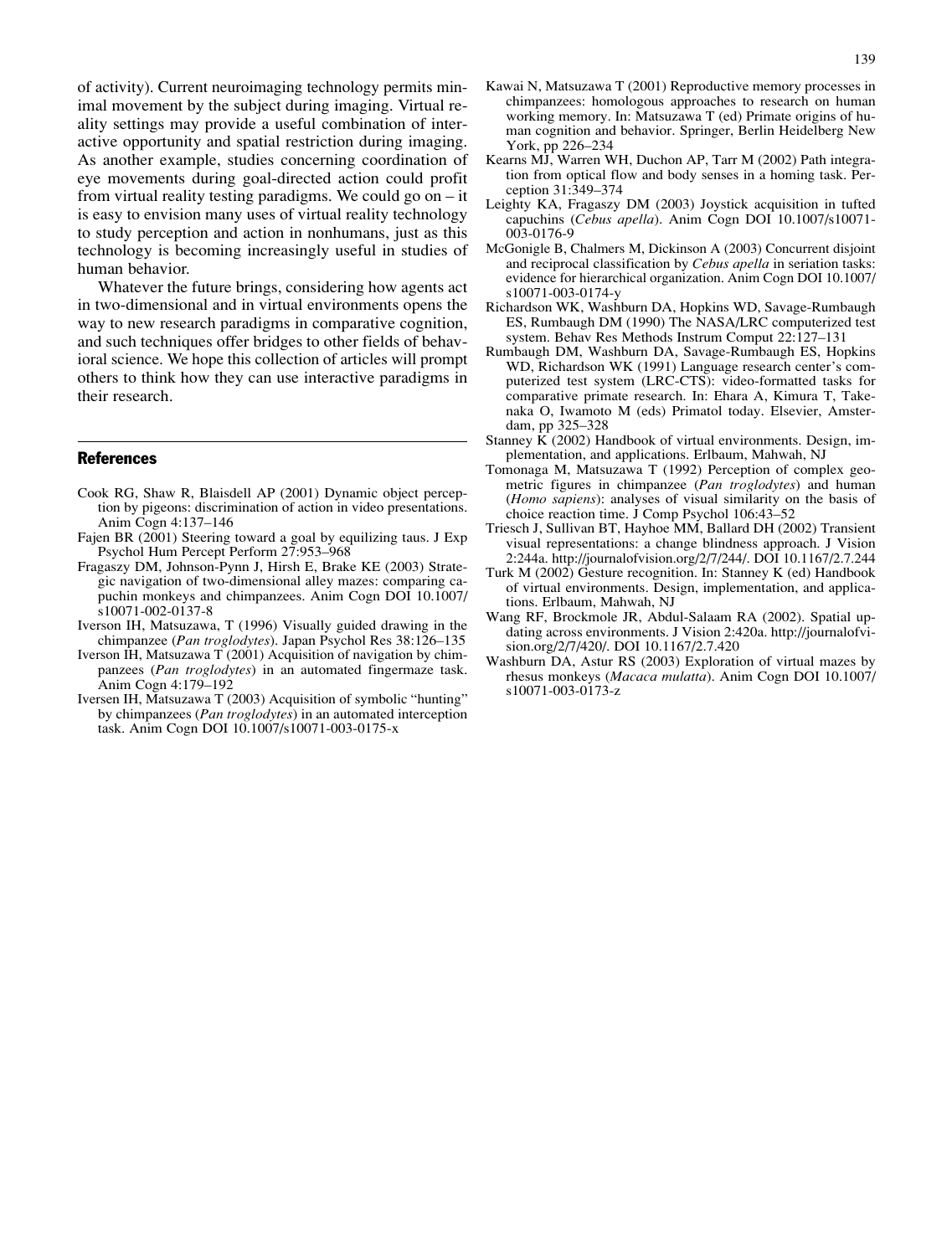of activity). Current neuroimaging technology permits minimal movement by the subject during imaging. Virtual reality settings may provide a useful combination of interactive opportunity and spatial restriction during imaging. As another example, studies concerning coordination of eye movements during goal-directed action could profit from virtual reality testing paradigms. We could go on – it is easy to envision many uses of virtual reality technology to study perception and action in nonhumans, just as this technology is becoming increasingly useful in studies of human behavior.

Whatever the future brings, considering how agents act in two-dimensional and in virtual environments opens the way to new research paradigms in comparative cognition, and such techniques offer bridges to other fields of behavioral science. We hope this collection of articles will prompt others to think how they can use interactive paradigms in their research.

## References

Cook RG, Shaw R, Blaisdell AP (2001) Dynamic object perception by pigeons: discrimination of action in video presentations. Anim Cogn 4:137–146

Fajen BR (2001) Steering toward a goal by equilizing taus. J Exp Psychol Hum Percept Perform 27:953–968

Fragaszy DM, Johnson-Pynn J, Hirsh E, Brake KE (2003) Strategic navigation of two-dimensional alley mazes: comparing capuchin monkeys and chimpanzees. Anim Cogn DOI 10.1007/s10071-002-0137-8

Iverson IH, Matsuzawa, T (1996) Visually guided drawing in the chimpanzee (*Pan troglodytes*). Japan Psychol Res 38:126–135

Iverson IH, Matsuzawa T (2001) Acquisition of navigation by chimpanzees (*Pan troglodytes*) in an automated fingermaze task. Anim Cogn 4:179–192

Iversen IH, Matsuzawa T (2003) Acquisition of symbolic "hunting" by chimpanzees (*Pan troglodytes*) in an automated interception task. Anim Cogn DOI 10.1007/s10071-003-0175-x

Kawai N, Matsuzawa T (2001) Reproductive memory processes in chimpanzees: homologous approaches to research on human working memory. In: Matsuzawa T (ed) Primate origins of human cognition and behavior. Springer, Berlin Heidelberg New York, pp 226–234

Kearns MJ, Warren WH, Duchon AP, Tarr M (2002) Path integration from optical flow and body senses in a homing task. Perception 31:349–374

Leighty KA, Fragaszy DM (2003) Joystick acquisition in tufted capuchins (*Cebus apella*). Anim Cogn DOI 10.1007/s10071-003-0176-9

McGonigle B, Chalmers M, Dickinson A (2003) Concurrent disjoint and reciprocal classification by *Cebus apella* in seriation tasks: evidence for hierarchical organization. Anim Cogn DOI 10.1007/s10071-003-0174-y

Richardson WK, Washburn DA, Hopkins WD, Savage-Rumbaugh ES, Rumbaugh DM (1990) The NASA/LRC computerized test system. Behav Res Methods Instrum Comput 22:127–131

Rumbaugh DM, Washburn DA, Savage-Rumbaugh ES, Hopkins WD, Richardson WK (1991) Language research center's computerized test system (LRC-CTS): video-formatted tasks for comparative primate research. In: Ehara A, Kimura T, Takenaka O, Iwamoto M (eds) Primatol today. Elsevier, Amsterdam, pp 325–328

Stanney K (2002) Handbook of virtual environments. Design, implementation, and applications. Erlbaum, Mahwah, NJ

Tomonaga M, Matsuzawa T (1992) Perception of complex geometric figures in chimpanzee (*Pan troglodytes*) and human (*Homo sapiens*): analyses of visual similarity on the basis of choice reaction time. J Comp Psychol 106:43–52

Triesch J, Sullivan BT, Hayhoe MM, Ballard DH (2002) Transient visual representations: a change blindness approach. J Vision 2:244a. http://journalofvision.org/2/7/244/. DOI 10.1167/2.7.244

Turk M (2002) Gesture recognition. In: Stanney K (ed) Handbook of virtual environments. Design, implementation, and applications. Erlbaum, Mahwah, NJ

Wang RF, Brockmole JR, Abdul-Salaam RA (2002). Spatial updating across environments. J Vision 2:420a. http://journalofvision.org/2/7/420/. DOI 10.1167/2.7.420

Washburn DA, Astur RS (2003) Exploration of virtual mazes by rhesus monkeys (*Macaca mulatta*). Anim Cogn DOI 10.1007/s10071-003-0173-z